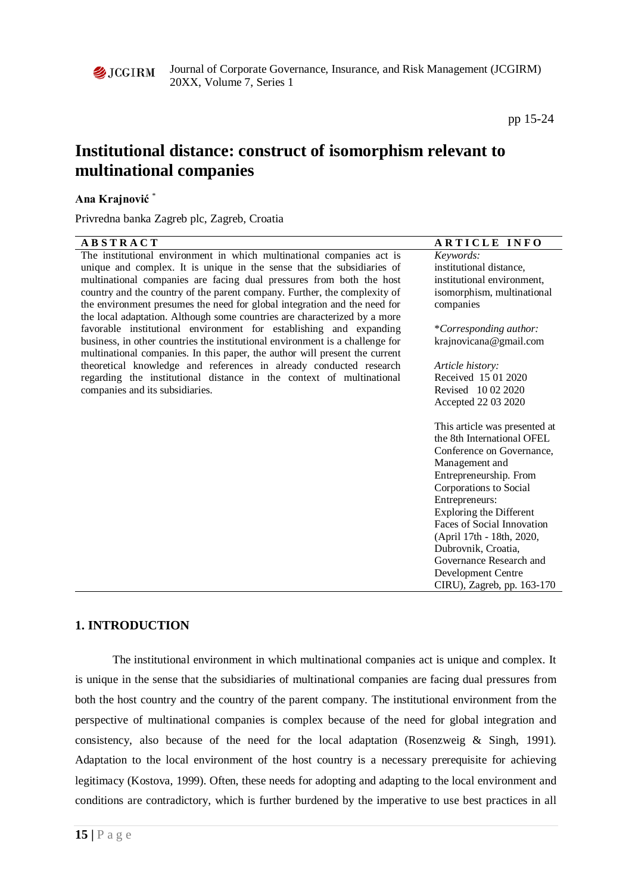# Institutional distance: construct of isomorphism relevant to multinational companies

**Ana Krajnović** [*]

Privredna banka Zagreb plc, Zagreb, Croatia

## ABSTRACT

The institutional environment in which multinational companies act is unique and complex. It is unique in the sense that the subsidiaries of multinational companies are facing dual pressures from both the host country and the country of the parent company. Further, the complexity of the environment presumes the need for global integration and the need for the local adaptation. Although some countries are characterized by a more favorable institutional environment for establishing and expanding business, in other countries the institutional environment is a challenge for multinational companies. In this paper, the author will present the current theoretical knowledge and references in already conducted research regarding the institutional distance in the context of multinational companies and its subsidiaries.

## ARTICLE INFO

*Keywords:*
institutional distance, institutional environment, isomorphism, multinational companies

**Corresponding author:* krajnovicana@gmail.com

*Article history:*
Received 15 01 2020
Revised 10 02 2020
Accepted 22 03 2020

This article was presented at the 8th International OFEL Conference on Governance, Management and Entrepreneurship. From Corporations to Social Entrepreneurs: Exploring the Different Faces of Social Innovation (April 17th - 18th, 2020, Dubrovnik, Croatia, Governance Research and Development Centre CIRU), Zagreb, pp. 163-170

## 1. INTRODUCTION

The institutional environment in which multinational companies act is unique and complex. It is unique in the sense that the subsidiaries of multinational companies are facing dual pressures from both the host country and the country of the parent company. The institutional environment from the perspective of multinational companies is complex because of the need for global integration and consistency, also because of the need for the local adaptation (Rosenzweig & Singh, 1991). Adaptation to the local environment of the host country is a necessary prerequisite for achieving legitimacy (Kostova, 1999). Often, these needs for adopting and adapting to the local environment and conditions are contradictory, which is further burdened by the imperative to use best practices in all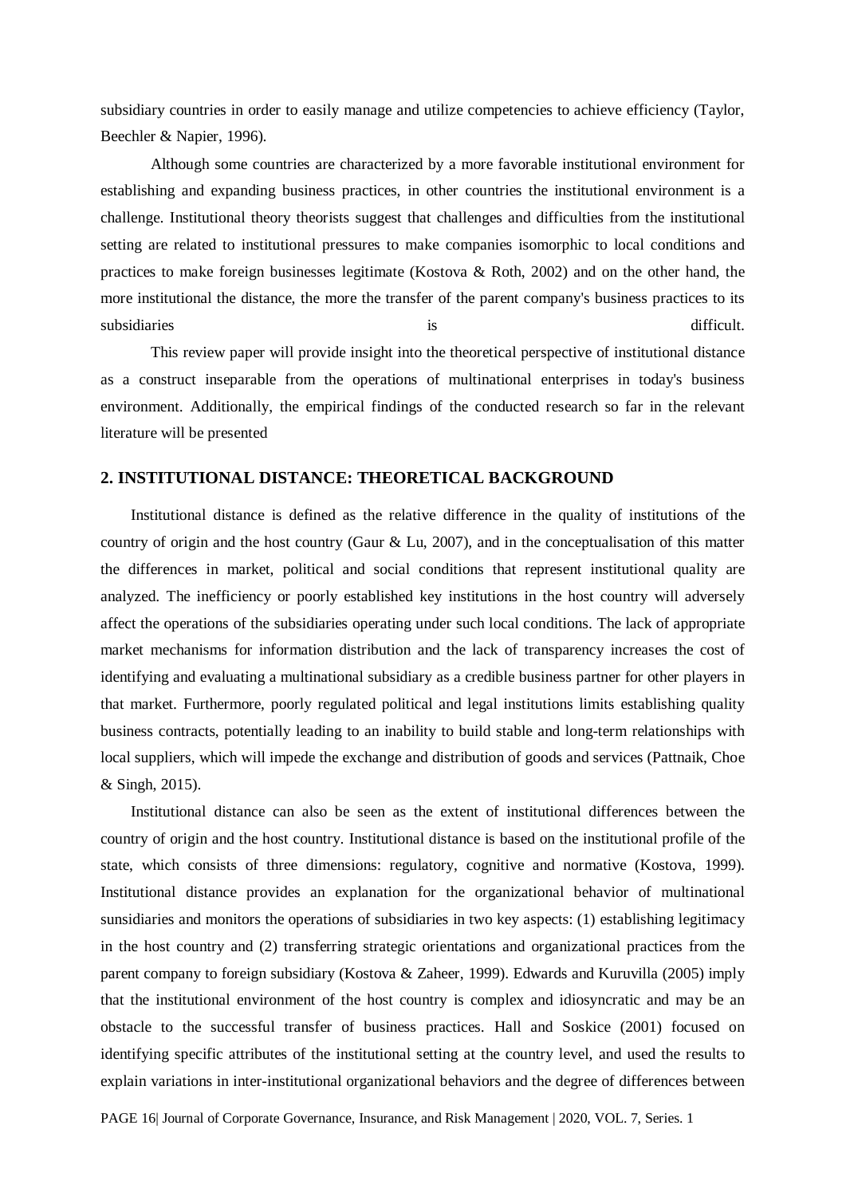subsidiary countries in order to easily manage and utilize competencies to achieve efficiency (Taylor, Beechler & Napier, 1996).

Although some countries are characterized by a more favorable institutional environment for establishing and expanding business practices, in other countries the institutional environment is a challenge. Institutional theory theorists suggest that challenges and difficulties from the institutional setting are related to institutional pressures to make companies isomorphic to local conditions and practices to make foreign businesses legitimate (Kostova & Roth, 2002) and on the other hand, the more institutional the distance, the more the transfer of the parent company's business practices to its subsidiaries is difficult.

This review paper will provide insight into the theoretical perspective of institutional distance as a construct inseparable from the operations of multinational enterprises in today's business environment. Additionally, the empirical findings of the conducted research so far in the relevant literature will be presented

## 2. INSTITUTIONAL DISTANCE: THEORETICAL BACKGROUND

Institutional distance is defined as the relative difference in the quality of institutions of the country of origin and the host country (Gaur & Lu, 2007), and in the conceptualisation of this matter the differences in market, political and social conditions that represent institutional quality are analyzed. The inefficiency or poorly established key institutions in the host country will adversely affect the operations of the subsidiaries operating under such local conditions. The lack of appropriate market mechanisms for information distribution and the lack of transparency increases the cost of identifying and evaluating a multinational subsidiary as a credible business partner for other players in that market. Furthermore, poorly regulated political and legal institutions limits establishing quality business contracts, potentially leading to an inability to build stable and long-term relationships with local suppliers, which will impede the exchange and distribution of goods and services (Pattnaik, Choe & Singh, 2015).

Institutional distance can also be seen as the extent of institutional differences between the country of origin and the host country. Institutional distance is based on the institutional profile of the state, which consists of three dimensions: regulatory, cognitive and normative (Kostova, 1999). Institutional distance provides an explanation for the organizational behavior of multinational sunsidiaries and monitors the operations of subsidiaries in two key aspects: (1) establishing legitimacy in the host country and (2) transferring strategic orientations and organizational practices from the parent company to foreign subsidiary (Kostova & Zaheer, 1999). Edwards and Kuruvilla (2005) imply that the institutional environment of the host country is complex and idiosyncratic and may be an obstacle to the successful transfer of business practices. Hall and Soskice (2001) focused on identifying specific attributes of the institutional setting at the country level, and used the results to explain variations in inter-institutional organizational behaviors and the degree of differences between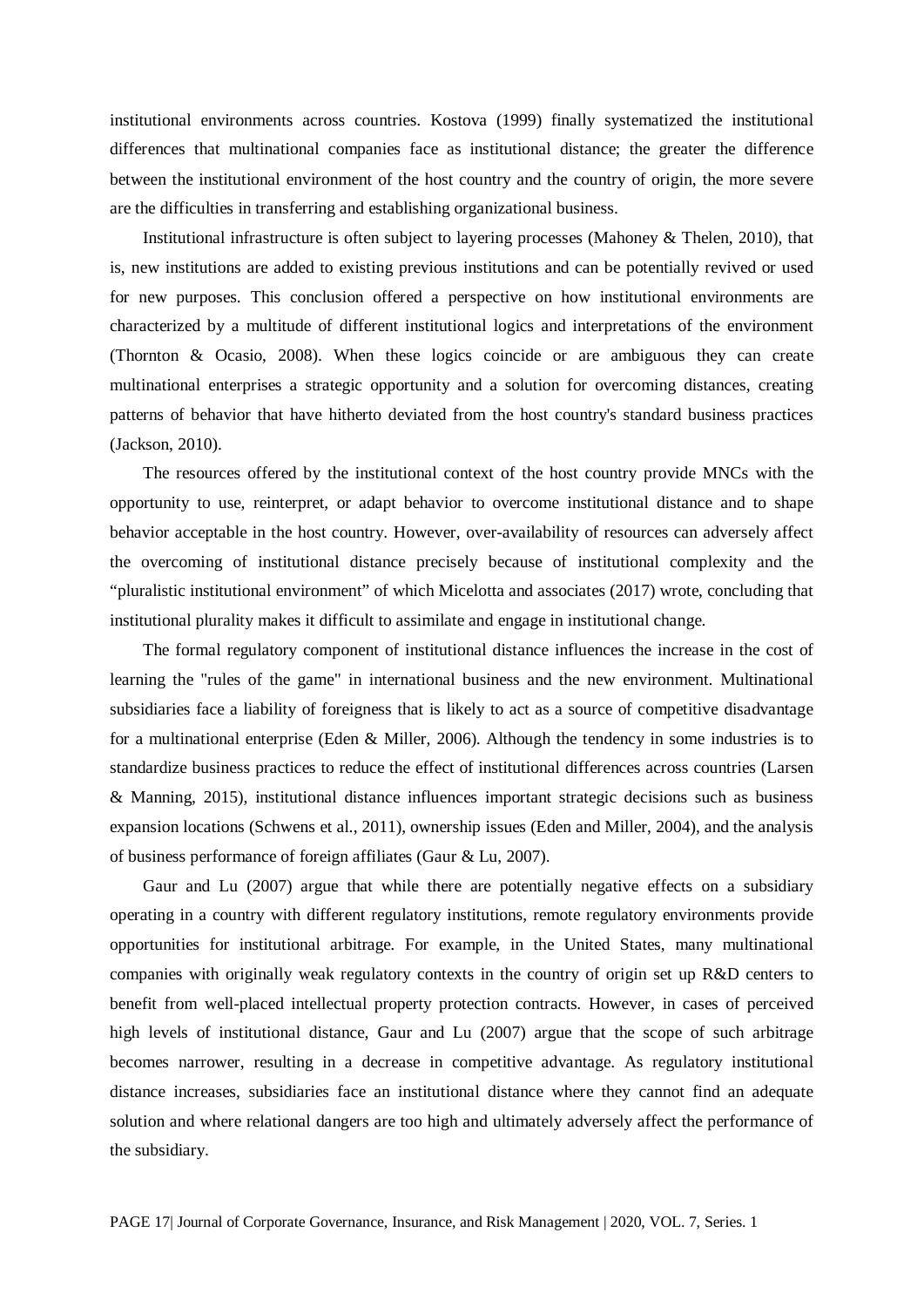institutional environments across countries. Kostova (1999) finally systematized the institutional differences that multinational companies face as institutional distance; the greater the difference between the institutional environment of the host country and the country of origin, the more severe are the difficulties in transferring and establishing organizational business.

Institutional infrastructure is often subject to layering processes (Mahoney & Thelen, 2010), that is, new institutions are added to existing previous institutions and can be potentially revived or used for new purposes. This conclusion offered a perspective on how institutional environments are characterized by a multitude of different institutional logics and interpretations of the environment (Thornton & Ocasio, 2008). When these logics coincide or are ambiguous they can create multinational enterprises a strategic opportunity and a solution for overcoming distances, creating patterns of behavior that have hitherto deviated from the host country's standard business practices (Jackson, 2010).

The resources offered by the institutional context of the host country provide MNCs with the opportunity to use, reinterpret, or adapt behavior to overcome institutional distance and to shape behavior acceptable in the host country. However, over-availability of resources can adversely affect the overcoming of institutional distance precisely because of institutional complexity and the "pluralistic institutional environment" of which Micelotta and associates (2017) wrote, concluding that institutional plurality makes it difficult to assimilate and engage in institutional change.

The formal regulatory component of institutional distance influences the increase in the cost of learning the "rules of the game" in international business and the new environment. Multinational subsidiaries face a liability of foreigness that is likely to act as a source of competitive disadvantage for a multinational enterprise (Eden & Miller, 2006). Although the tendency in some industries is to standardize business practices to reduce the effect of institutional differences across countries (Larsen & Manning, 2015), institutional distance influences important strategic decisions such as business expansion locations (Schwens et al., 2011), ownership issues (Eden and Miller, 2004), and the analysis of business performance of foreign affiliates (Gaur & Lu, 2007).

Gaur and Lu (2007) argue that while there are potentially negative effects on a subsidiary operating in a country with different regulatory institutions, remote regulatory environments provide opportunities for institutional arbitrage. For example, in the United States, many multinational companies with originally weak regulatory contexts in the country of origin set up R&D centers to benefit from well-placed intellectual property protection contracts. However, in cases of perceived high levels of institutional distance, Gaur and Lu (2007) argue that the scope of such arbitrage becomes narrower, resulting in a decrease in competitive advantage. As regulatory institutional distance increases, subsidiaries face an institutional distance where they cannot find an adequate solution and where relational dangers are too high and ultimately adversely affect the performance of the subsidiary.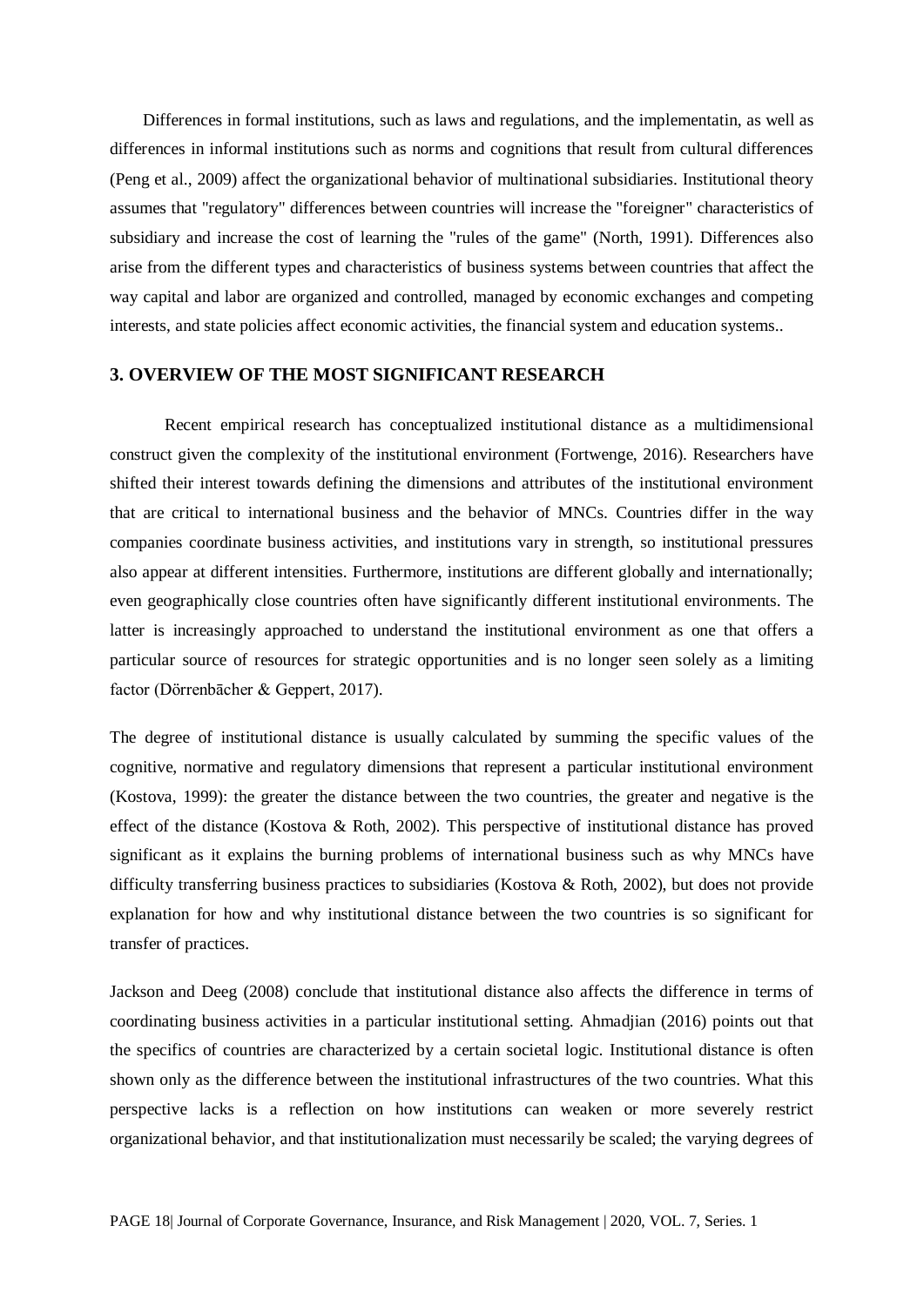Differences in formal institutions, such as laws and regulations, and the implementatin, as well as differences in informal institutions such as norms and cognitions that result from cultural differences (Peng et al., 2009) affect the organizational behavior of multinational subsidiaries. Institutional theory assumes that "regulatory" differences between countries will increase the "foreigner" characteristics of subsidiary and increase the cost of learning the "rules of the game" (North, 1991). Differences also arise from the different types and characteristics of business systems between countries that affect the way capital and labor are organized and controlled, managed by economic exchanges and competing interests, and state policies affect economic activities, the financial system and education systems..

## 3. OVERVIEW OF THE MOST SIGNIFICANT RESEARCH

Recent empirical research has conceptualized institutional distance as a multidimensional construct given the complexity of the institutional environment (Fortwenge, 2016). Researchers have shifted their interest towards defining the dimensions and attributes of the institutional environment that are critical to international business and the behavior of MNCs. Countries differ in the way companies coordinate business activities, and institutions vary in strength, so institutional pressures also appear at different intensities. Furthermore, institutions are different globally and internationally; even geographically close countries often have significantly different institutional environments. The latter is increasingly approached to understand the institutional environment as one that offers a particular source of resources for strategic opportunities and is no longer seen solely as a limiting factor (Dörrenbācher & Geppert, 2017).

The degree of institutional distance is usually calculated by summing the specific values of the cognitive, normative and regulatory dimensions that represent a particular institutional environment (Kostova, 1999): the greater the distance between the two countries, the greater and negative is the effect of the distance (Kostova & Roth, 2002). This perspective of institutional distance has proved significant as it explains the burning problems of international business such as why MNCs have difficulty transferring business practices to subsidiaries (Kostova & Roth, 2002), but does not provide explanation for how and why institutional distance between the two countries is so significant for transfer of practices.

Jackson and Deeg (2008) conclude that institutional distance also affects the difference in terms of coordinating business activities in a particular institutional setting. Ahmadjian (2016) points out that the specifics of countries are characterized by a certain societal logic. Institutional distance is often shown only as the difference between the institutional infrastructures of the two countries. What this perspective lacks is a reflection on how institutions can weaken or more severely restrict organizational behavior, and that institutionalization must necessarily be scaled; the varying degrees of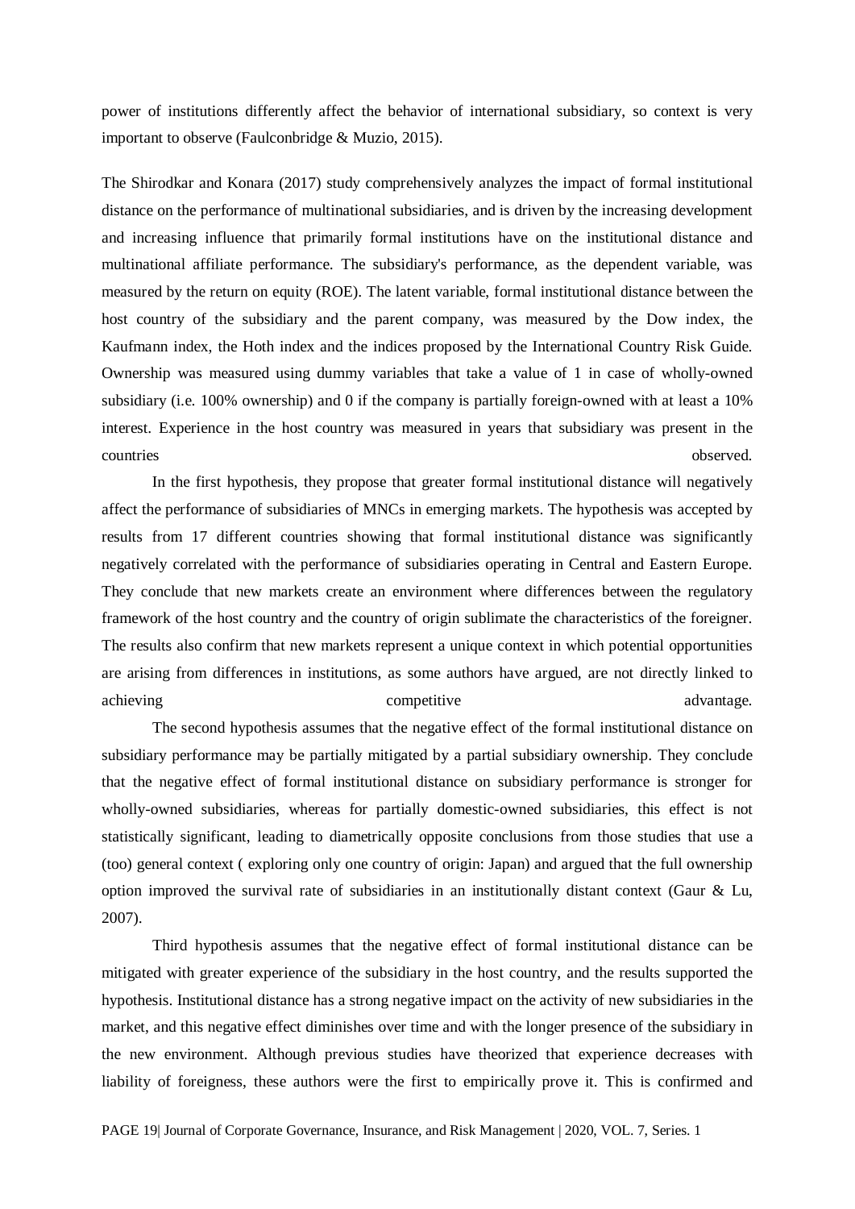power of institutions differently affect the behavior of international subsidiary, so context is very important to observe (Faulconbridge & Muzio, 2015).

The Shirodkar and Konara (2017) study comprehensively analyzes the impact of formal institutional distance on the performance of multinational subsidiaries, and is driven by the increasing development and increasing influence that primarily formal institutions have on the institutional distance and multinational affiliate performance. The subsidiary's performance, as the dependent variable, was measured by the return on equity (ROE). The latent variable, formal institutional distance between the host country of the subsidiary and the parent company, was measured by the Dow index, the Kaufmann index, the Hoth index and the indices proposed by the International Country Risk Guide. Ownership was measured using dummy variables that take a value of 1 in case of wholly-owned subsidiary (i.e. 100% ownership) and 0 if the company is partially foreign-owned with at least a 10% interest. Experience in the host country was measured in years that subsidiary was present in the countries observed.

In the first hypothesis, they propose that greater formal institutional distance will negatively affect the performance of subsidiaries of MNCs in emerging markets. The hypothesis was accepted by results from 17 different countries showing that formal institutional distance was significantly negatively correlated with the performance of subsidiaries operating in Central and Eastern Europe. They conclude that new markets create an environment where differences between the regulatory framework of the host country and the country of origin sublimate the characteristics of the foreigner. The results also confirm that new markets represent a unique context in which potential opportunities are arising from differences in institutions, as some authors have argued, are not directly linked to achieving competitive advantage.

The second hypothesis assumes that the negative effect of the formal institutional distance on subsidiary performance may be partially mitigated by a partial subsidiary ownership. They conclude that the negative effect of formal institutional distance on subsidiary performance is stronger for wholly-owned subsidiaries, whereas for partially domestic-owned subsidiaries, this effect is not statistically significant, leading to diametrically opposite conclusions from those studies that use a (too) general context ( exploring only one country of origin: Japan) and argued that the full ownership option improved the survival rate of subsidiaries in an institutionally distant context (Gaur & Lu, 2007).

Third hypothesis assumes that the negative effect of formal institutional distance can be mitigated with greater experience of the subsidiary in the host country, and the results supported the hypothesis. Institutional distance has a strong negative impact on the activity of new subsidiaries in the market, and this negative effect diminishes over time and with the longer presence of the subsidiary in the new environment. Although previous studies have theorized that experience decreases with liability of foreigness, these authors were the first to empirically prove it. This is confirmed and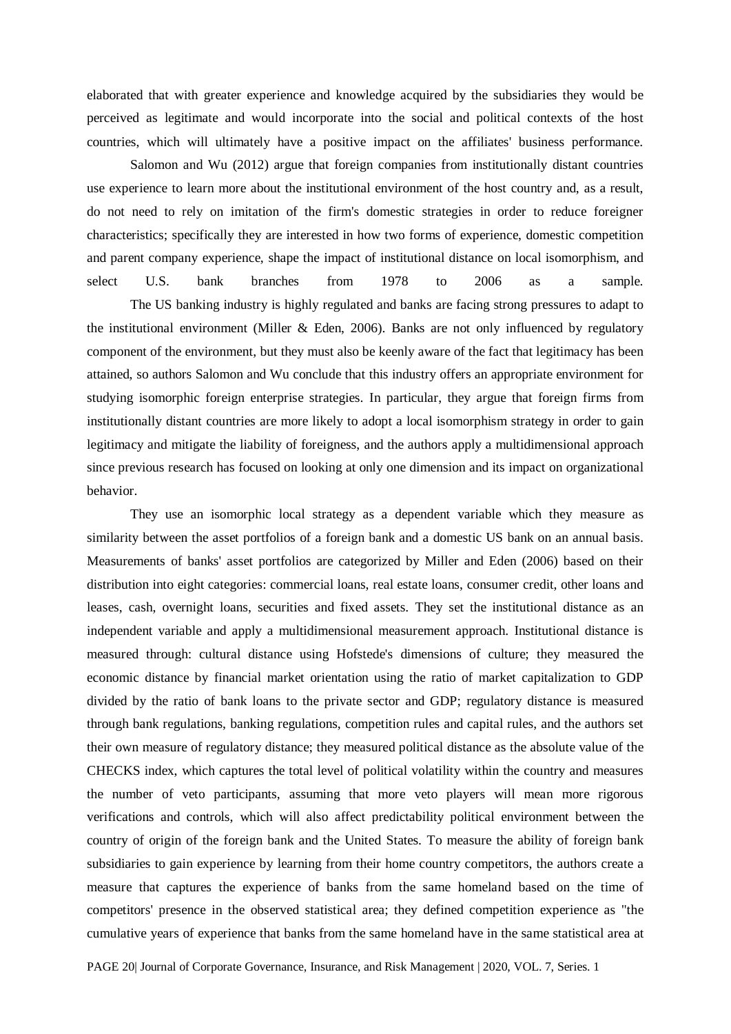elaborated that with greater experience and knowledge acquired by the subsidiaries they would be perceived as legitimate and would incorporate into the social and political contexts of the host countries, which will ultimately have a positive impact on the affiliates' business performance.

Salomon and Wu (2012) argue that foreign companies from institutionally distant countries use experience to learn more about the institutional environment of the host country and, as a result, do not need to rely on imitation of the firm's domestic strategies in order to reduce foreigner characteristics; specifically they are interested in how two forms of experience, domestic competition and parent company experience, shape the impact of institutional distance on local isomorphism, and select U.S. bank branches from 1978 to 2006 as a sample.

The US banking industry is highly regulated and banks are facing strong pressures to adapt to the institutional environment (Miller & Eden, 2006). Banks are not only influenced by regulatory component of the environment, but they must also be keenly aware of the fact that legitimacy has been attained, so authors Salomon and Wu conclude that this industry offers an appropriate environment for studying isomorphic foreign enterprise strategies. In particular, they argue that foreign firms from institutionally distant countries are more likely to adopt a local isomorphism strategy in order to gain legitimacy and mitigate the liability of foreigness, and the authors apply a multidimensional approach since previous research has focused on looking at only one dimension and its impact on organizational behavior.

They use an isomorphic local strategy as a dependent variable which they measure as similarity between the asset portfolios of a foreign bank and a domestic US bank on an annual basis. Measurements of banks' asset portfolios are categorized by Miller and Eden (2006) based on their distribution into eight categories: commercial loans, real estate loans, consumer credit, other loans and leases, cash, overnight loans, securities and fixed assets. They set the institutional distance as an independent variable and apply a multidimensional measurement approach. Institutional distance is measured through: cultural distance using Hofstede's dimensions of culture; they measured the economic distance by financial market orientation using the ratio of market capitalization to GDP divided by the ratio of bank loans to the private sector and GDP; regulatory distance is measured through bank regulations, banking regulations, competition rules and capital rules, and the authors set their own measure of regulatory distance; they measured political distance as the absolute value of the CHECKS index, which captures the total level of political volatility within the country and measures the number of veto participants, assuming that more veto players will mean more rigorous verifications and controls, which will also affect predictability political environment between the country of origin of the foreign bank and the United States. To measure the ability of foreign bank subsidiaries to gain experience by learning from their home country competitors, the authors create a measure that captures the experience of banks from the same homeland based on the time of competitors' presence in the observed statistical area; they defined competition experience as "the cumulative years of experience that banks from the same homeland have in the same statistical area at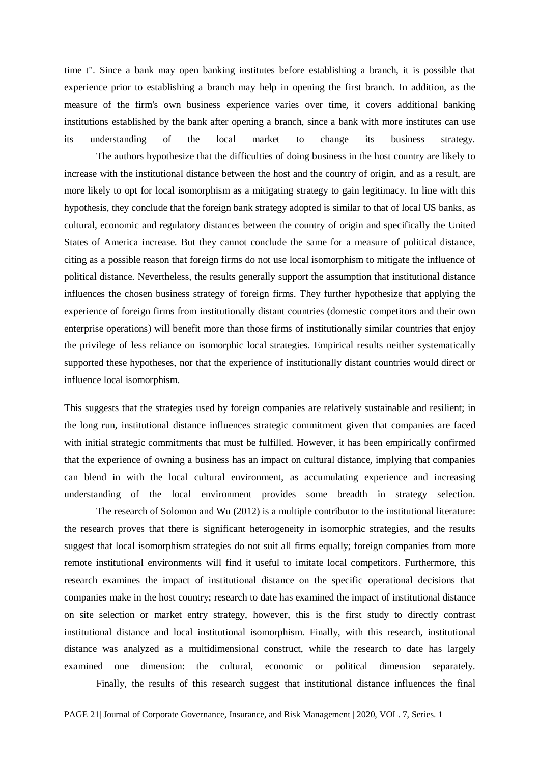time t". Since a bank may open banking institutes before establishing a branch, it is possible that experience prior to establishing a branch may help in opening the first branch. In addition, as the measure of the firm's own business experience varies over time, it covers additional banking institutions established by the bank after opening a branch, since a bank with more institutes can use its understanding of the local market to change its business strategy.

The authors hypothesize that the difficulties of doing business in the host country are likely to increase with the institutional distance between the host and the country of origin, and as a result, are more likely to opt for local isomorphism as a mitigating strategy to gain legitimacy. In line with this hypothesis, they conclude that the foreign bank strategy adopted is similar to that of local US banks, as cultural, economic and regulatory distances between the country of origin and specifically the United States of America increase. But they cannot conclude the same for a measure of political distance, citing as a possible reason that foreign firms do not use local isomorphism to mitigate the influence of political distance. Nevertheless, the results generally support the assumption that institutional distance influences the chosen business strategy of foreign firms. They further hypothesize that applying the experience of foreign firms from institutionally distant countries (domestic competitors and their own enterprise operations) will benefit more than those firms of institutionally similar countries that enjoy the privilege of less reliance on isomorphic local strategies. Empirical results neither systematically supported these hypotheses, nor that the experience of institutionally distant countries would direct or influence local isomorphism.

This suggests that the strategies used by foreign companies are relatively sustainable and resilient; in the long run, institutional distance influences strategic commitment given that companies are faced with initial strategic commitments that must be fulfilled. However, it has been empirically confirmed that the experience of owning a business has an impact on cultural distance, implying that companies can blend in with the local cultural environment, as accumulating experience and increasing understanding of the local environment provides some breadth in strategy selection.

The research of Solomon and Wu (2012) is a multiple contributor to the institutional literature: the research proves that there is significant heterogeneity in isomorphic strategies, and the results suggest that local isomorphism strategies do not suit all firms equally; foreign companies from more remote institutional environments will find it useful to imitate local competitors. Furthermore, this research examines the impact of institutional distance on the specific operational decisions that companies make in the host country; research to date has examined the impact of institutional distance on site selection or market entry strategy, however, this is the first study to directly contrast institutional distance and local institutional isomorphism. Finally, with this research, institutional distance was analyzed as a multidimensional construct, while the research to date has largely examined one dimension: the cultural, economic or political dimension separately.

Finally, the results of this research suggest that institutional distance influences the final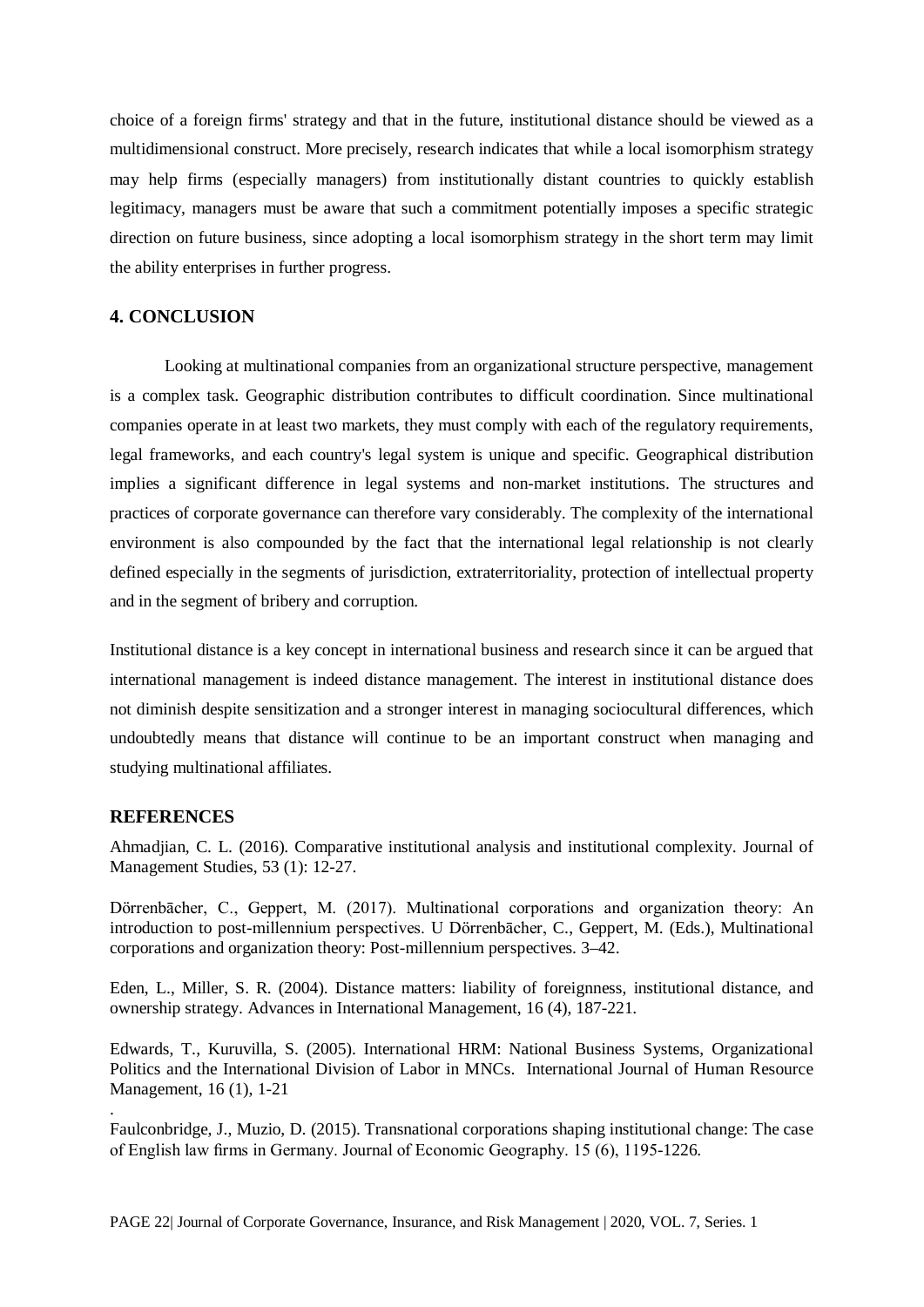choice of a foreign firms' strategy and that in the future, institutional distance should be viewed as a multidimensional construct. More precisely, research indicates that while a local isomorphism strategy may help firms (especially managers) from institutionally distant countries to quickly establish legitimacy, managers must be aware that such a commitment potentially imposes a specific strategic direction on future business, since adopting a local isomorphism strategy in the short term may limit the ability enterprises in further progress.

## 4. CONCLUSION

Looking at multinational companies from an organizational structure perspective, management is a complex task. Geographic distribution contributes to difficult coordination. Since multinational companies operate in at least two markets, they must comply with each of the regulatory requirements, legal frameworks, and each country's legal system is unique and specific. Geographical distribution implies a significant difference in legal systems and non-market institutions. The structures and practices of corporate governance can therefore vary considerably. The complexity of the international environment is also compounded by the fact that the international legal relationship is not clearly defined especially in the segments of jurisdiction, extraterritoriality, protection of intellectual property and in the segment of bribery and corruption.

Institutional distance is a key concept in international business and research since it can be argued that international management is indeed distance management. The interest in institutional distance does not diminish despite sensitization and a stronger interest in managing sociocultural differences, which undoubtedly means that distance will continue to be an important construct when managing and studying multinational affiliates.

## REFERENCES

Ahmadjian, C. L. (2016). Comparative institutional analysis and institutional complexity. Journal of Management Studies, 53 (1): 12-27.

Dörrenbācher, C., Geppert, M. (2017). Multinational corporations and organization theory: An introduction to post-millennium perspectives. U Dörrenbācher, C., Geppert, M. (Eds.), Multinational corporations and organization theory: Post-millennium perspectives. 3–42.

Eden, L., Miller, S. R. (2004). Distance matters: liability of foreignness, institutional distance, and ownership strategy. Advances in International Management, 16 (4), 187-221.

Edwards, T., Kuruvilla, S. (2005). International HRM: National Business Systems, Organizational Politics and the International Division of Labor in MNCs. International Journal of Human Resource Management, 16 (1), 1-21

Faulconbridge, J., Muzio, D. (2015). Transnational corporations shaping institutional change: The case of English law firms in Germany. Journal of Economic Geography. 15 (6), 1195-1226.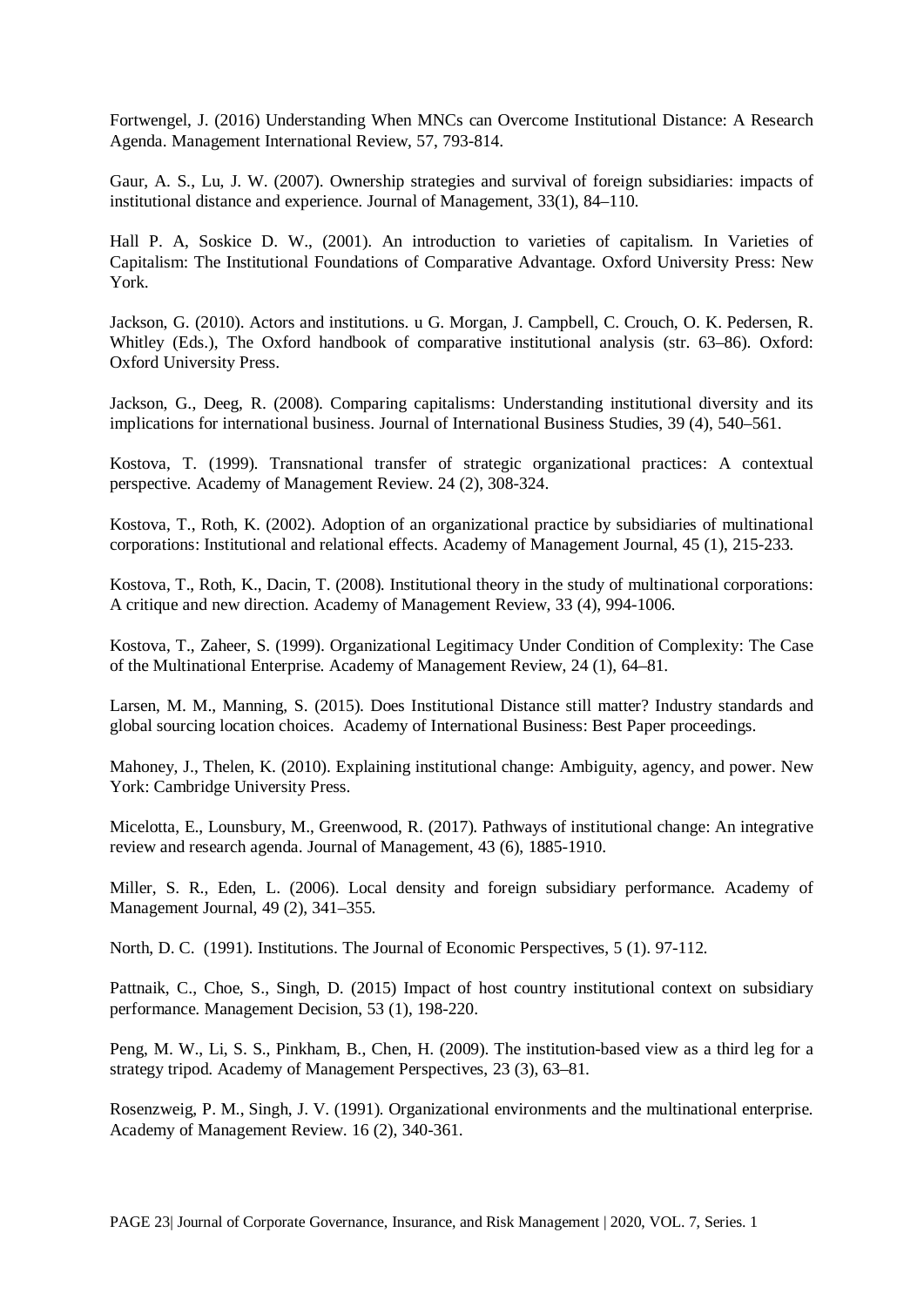Fortwengel, J. (2016) Understanding When MNCs can Overcome Institutional Distance: A Research Agenda. Management International Review, 57, 793-814.

Gaur, A. S., Lu, J. W. (2007). Ownership strategies and survival of foreign subsidiaries: impacts of institutional distance and experience. Journal of Management, 33(1), 84–110.

Hall P. A, Soskice D. W., (2001). An introduction to varieties of capitalism. In Varieties of Capitalism: The Institutional Foundations of Comparative Advantage. Oxford University Press: New York.

Jackson, G. (2010). Actors and institutions. u G. Morgan, J. Campbell, C. Crouch, O. K. Pedersen, R. Whitley (Eds.), The Oxford handbook of comparative institutional analysis (str. 63–86). Oxford: Oxford University Press.

Jackson, G., Deeg, R. (2008). Comparing capitalisms: Understanding institutional diversity and its implications for international business. Journal of International Business Studies, 39 (4), 540–561.

Kostova, T. (1999). Transnational transfer of strategic organizational practices: A contextual perspective. Academy of Management Review. 24 (2), 308-324.

Kostova, T., Roth, K. (2002). Adoption of an organizational practice by subsidiaries of multinational corporations: Institutional and relational effects. Academy of Management Journal, 45 (1), 215-233.

Kostova, T., Roth, K., Dacin, T. (2008). Institutional theory in the study of multinational corporations: A critique and new direction. Academy of Management Review, 33 (4), 994-1006.

Kostova, T., Zaheer, S. (1999). Organizational Legitimacy Under Condition of Complexity: The Case of the Multinational Enterprise. Academy of Management Review, 24 (1), 64–81.

Larsen, M. M., Manning, S. (2015). Does Institutional Distance still matter? Industry standards and global sourcing location choices. Academy of International Business: Best Paper proceedings.

Mahoney, J., Thelen, K. (2010). Explaining institutional change: Ambiguity, agency, and power. New York: Cambridge University Press.

Micelotta, E., Lounsbury, M., Greenwood, R. (2017). Pathways of institutional change: An integrative review and research agenda. Journal of Management, 43 (6), 1885-1910.

Miller, S. R., Eden, L. (2006). Local density and foreign subsidiary performance. Academy of Management Journal, 49 (2), 341–355.

North, D. C. (1991). Institutions. The Journal of Economic Perspectives, 5 (1). 97-112.

Pattnaik, C., Choe, S., Singh, D. (2015) Impact of host country institutional context on subsidiary performance. Management Decision, 53 (1), 198-220.

Peng, M. W., Li, S. S., Pinkham, B., Chen, H. (2009). The institution-based view as a third leg for a strategy tripod. Academy of Management Perspectives, 23 (3), 63–81.

Rosenzweig, P. M., Singh, J. V. (1991). Organizational environments and the multinational enterprise. Academy of Management Review. 16 (2), 340-361.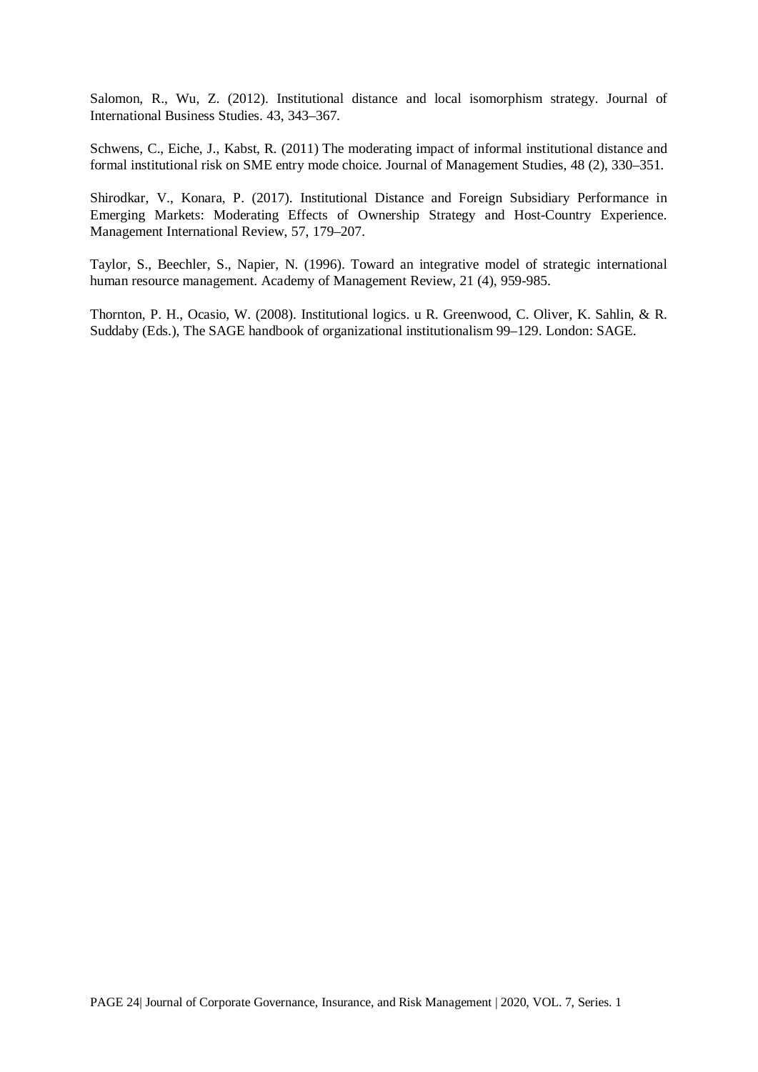Salomon, R., Wu, Z. (2012). Institutional distance and local isomorphism strategy. Journal of International Business Studies. 43, 343–367.

Schwens, C., Eiche, J., Kabst, R. (2011) The moderating impact of informal institutional distance and formal institutional risk on SME entry mode choice. Journal of Management Studies, 48 (2), 330–351.

Shirodkar, V., Konara, P. (2017). Institutional Distance and Foreign Subsidiary Performance in Emerging Markets: Moderating Effects of Ownership Strategy and Host-Country Experience. Management International Review, 57, 179–207.

Taylor, S., Beechler, S., Napier, N. (1996). Toward an integrative model of strategic international human resource management. Academy of Management Review, 21 (4), 959-985.

Thornton, P. H., Ocasio, W. (2008). Institutional logics. u R. Greenwood, C. Oliver, K. Sahlin, & R. Suddaby (Eds.), The SAGE handbook of organizational institutionalism 99–129. London: SAGE.